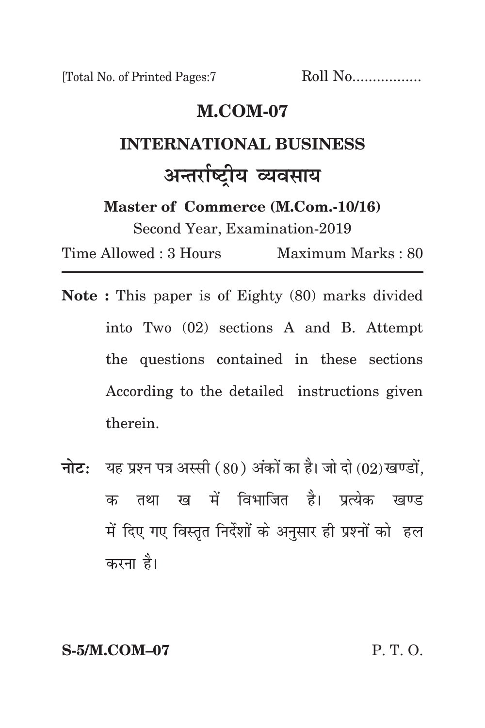[Total No. of Printed Pages:7 Roll No.................

# M.COM-07

## INTERNATIONAL BUSINESS

## अन्तर्राष्ट्रीय व्यवसाय

**Master of Commerce (M.Com.-10/16)**

Second Year, Examination-2019

Time Allowed : 3 Hours Maximum Marks : 80

---

**Note :** This paper is of Eighty (80) marks divided into Two (02) sections A and B. Attempt the questions contained in these sections According to the detailed instructions given therein.

**नोटः** यह प्रश्न पत्र अस्सी (80) अंकों का है। जो दो (02) खण्डों, क तथा ख में विभाजित है। प्रत्येक खण्ड में दिए गए विस्तृत निर्देशों के अनुसार ही प्रश्नों को हल करना है।

**S-5/M.COM–07** P. T. O.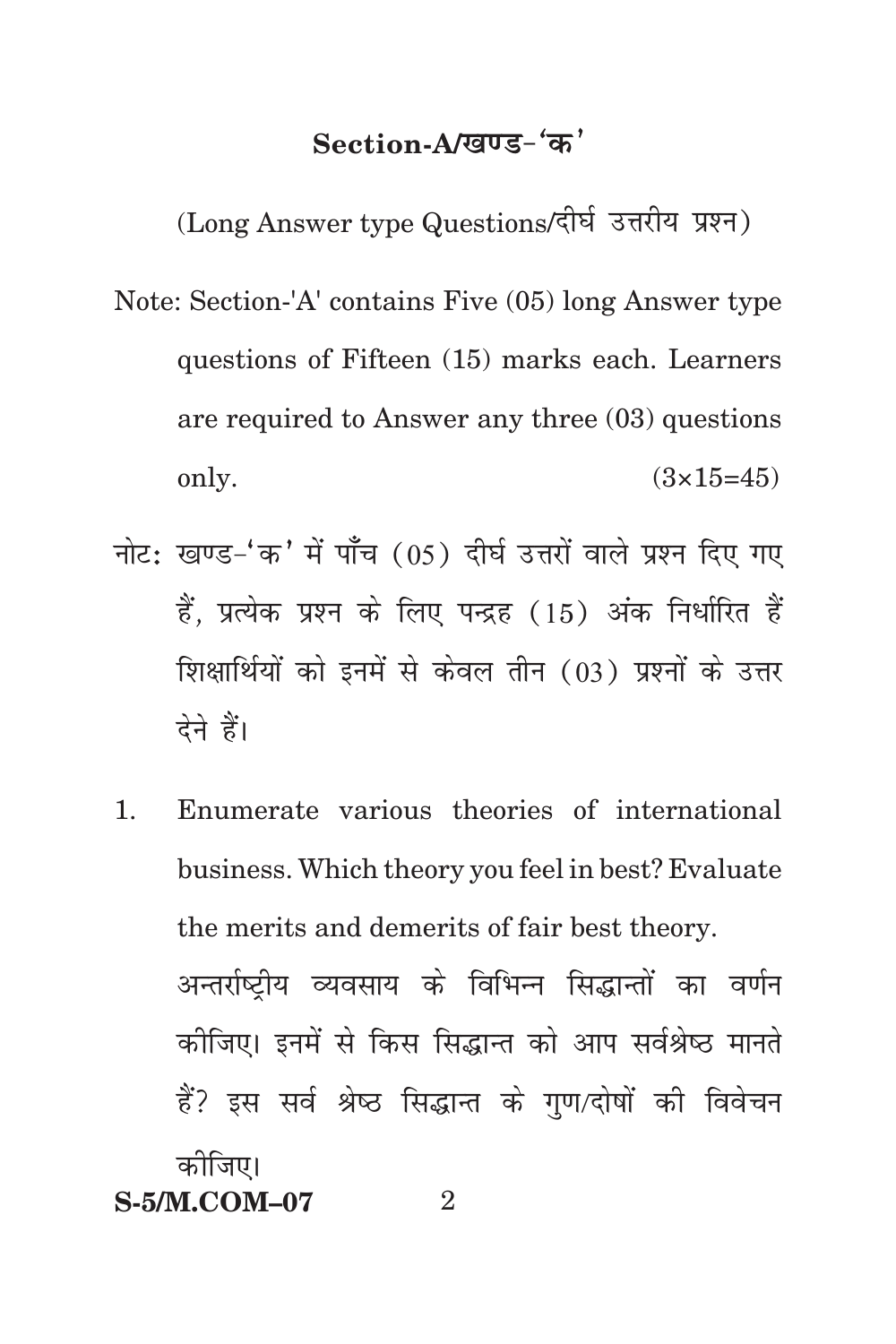## Section-A/खण्ड-'क'

(Long Answer type Questions/दीर्घ उत्तरीय प्रश्न)

Note: Section-'A' contains Five (05) long Answer type questions of Fifteen (15) marks each. Learners are required to Answer any three (03) questions only. (3×15=45)

नोट: खण्ड-'क' में पाँच (05) दीर्घ उत्तरों वाले प्रश्न दिए गए हैं, प्रत्येक प्रश्न के लिए पन्द्रह (15) अंक निर्धारित हैं शिक्षार्थियों को इनमें से केवल तीन (03) प्रश्नों के उत्तर देने हैं।

1. Enumerate various theories of international business. Which theory you feel in best? Evaluate the merits and demerits of fair best theory.

   अन्तर्राष्ट्रीय व्यवसाय के विभिन्न सिद्धान्तों का वर्णन कीजिए। इनमें से किस सिद्धान्त को आप सर्वश्रेष्ठ मानते हैं? इस सर्व श्रेष्ठ सिद्धान्त के गुण/दोषों की विवेचन कीजिए।

S-5/M.COM–07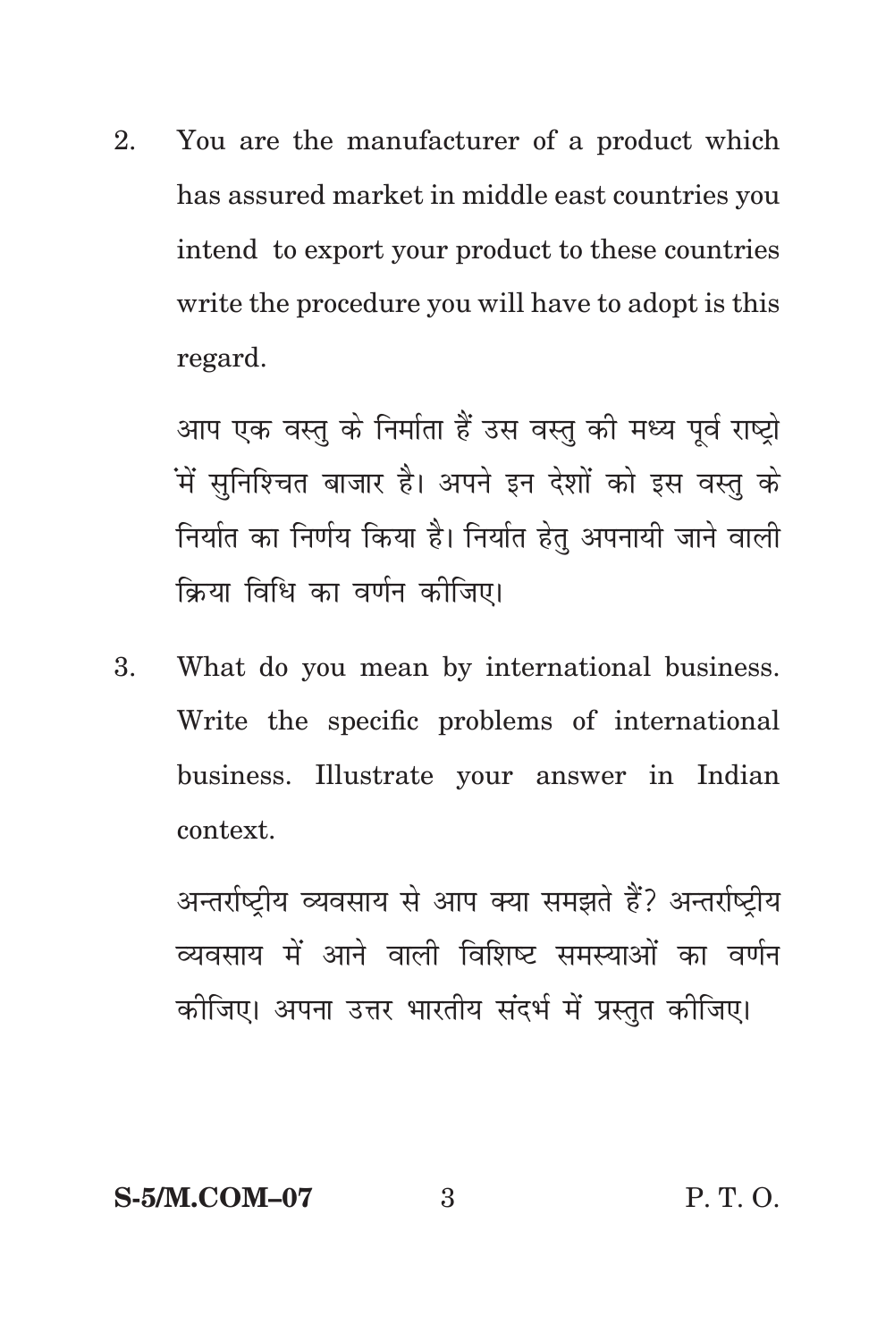2. You are the manufacturer of a product which has assured market in middle east countries you intend to export your product to these countries write the procedure you will have to adopt is this regard.

   आप एक वस्तु के निर्माता हैं उस वस्तु की मध्य पूर्व राष्ट्रो में सुनिश्चित बाजार है। अपने इन देशों को इस वस्तु के निर्यात का निर्णय किया है। निर्यात हेतु अपनायी जाने वाली क्रिया विधि का वर्णन कीजिए।

3. What do you mean by international business. Write the specific problems of international business. Illustrate your answer in Indian context.

   अन्तर्राष्ट्रीय व्यवसाय से आप क्या समझते हैं? अन्तर्राष्ट्रीय व्यवसाय में आने वाली विशिष्ट समस्याओं का वर्णन कीजिए। अपना उत्तर भारतीय संदर्भ में प्रस्तुत कीजिए।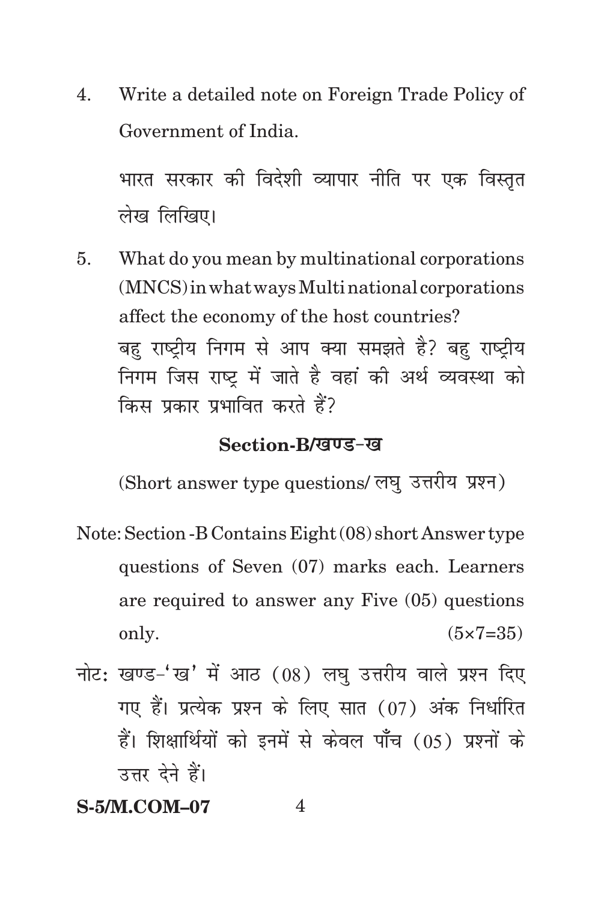4. Write a detailed note on Foreign Trade Policy of Government of India.

   भारत सरकार की विदेशी व्यापार नीति पर एक विस्तृत लेख लिखिए।

5. What do you mean by multinational corporations (MNCS) in what ways Multi national corporations affect the economy of the host countries?

   बहु राष्ट्रीय निगम से आप क्या समझते है? बहु राष्ट्रीय निगम जिस राष्ट्र में जाते है वहां की अर्थ व्यवस्था को किस प्रकार प्रभावित करते हैं?

### Section-B/खण्ड-ख

(Short answer type questions/ लघु उत्तरीय प्रश्न)

Note: Section -B Contains Eight (08) short Answer type questions of Seven (07) marks each. Learners are required to answer any Five (05) questions only. (5×7=35)

नोट: खण्ड-'ख' में आठ (08) लघु उत्तरीय वाले प्रश्न दिए गए हैं। प्रत्येक प्रश्न के लिए सात (07) अंक निर्धारित हैं। शिक्षार्थियों को इनमें से केवल पाँच (05) प्रश्नों के उत्तर देने हैं।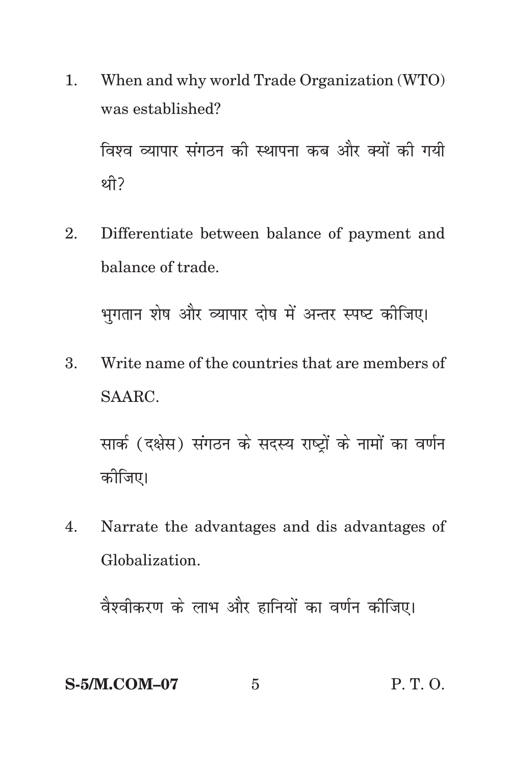1. When and why world Trade Organization (WTO) was established?

   विश्व व्यापार संगठन की स्थापना कब और क्यों की गयी थी?

2. Differentiate between balance of payment and balance of trade.

   भुगतान शेष और व्यापार दोष में अन्तर स्पष्ट कीजिए।

3. Write name of the countries that are members of SAARC.

   सार्क (दक्षेस) संगठन के सदस्य राष्ट्रों के नामों का वर्णन कीजिए।

4. Narrate the advantages and dis advantages of Globalization.

   वैश्वीकरण के लाभ और हानियों का वर्णन कीजिए।

S-5/M.COM–07 P. T. O.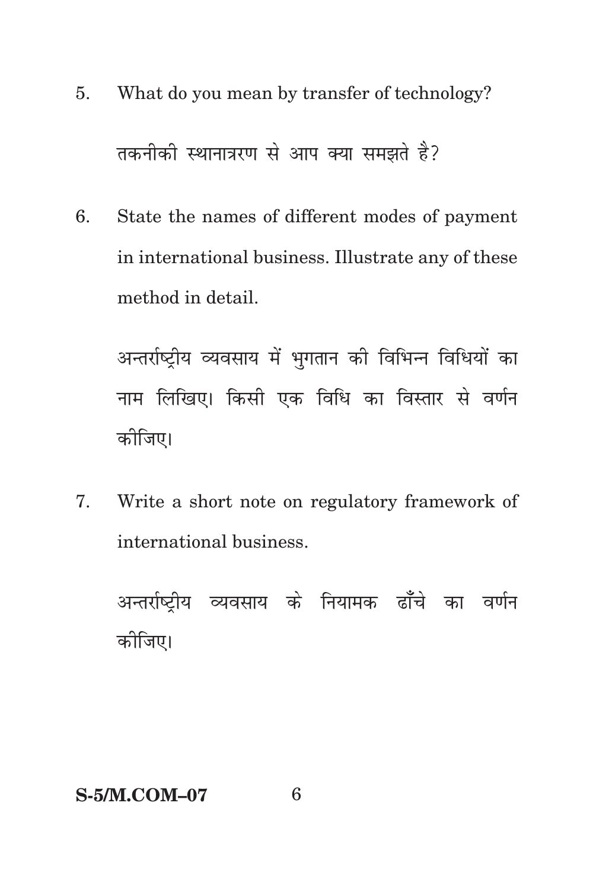5. What do you mean by transfer of technology?

   तकनीकी स्थानात्ररण से आप क्या समझते है?

6. State the names of different modes of payment in international business. Illustrate any of these method in detail.

   अन्तर्राष्ट्रीय व्यवसाय में भुगतान की विभिन्न विधियों का नाम लिखिए। किसी एक विधि का विस्तार से वर्णन कीजिए।

7. Write a short note on regulatory framework of international business.

   अन्तर्राष्ट्रीय व्यवसाय के नियामक ढाँचे का वर्णन कीजिए।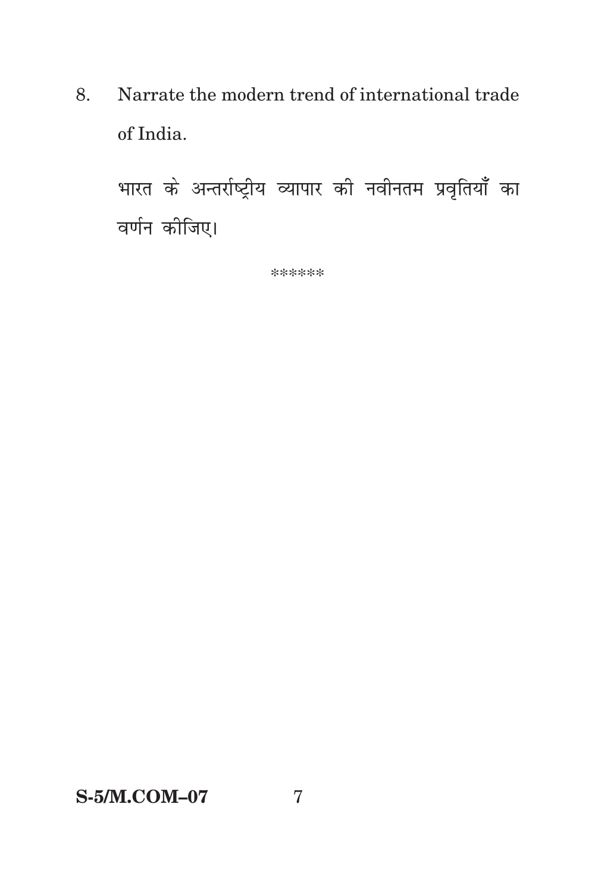8. Narrate the modern trend of international trade of India.

   भारत के अन्तर्राष्ट्रीय व्यापार की नवीनतम प्रवृतियाँ का वर्णन कीजिए।

******